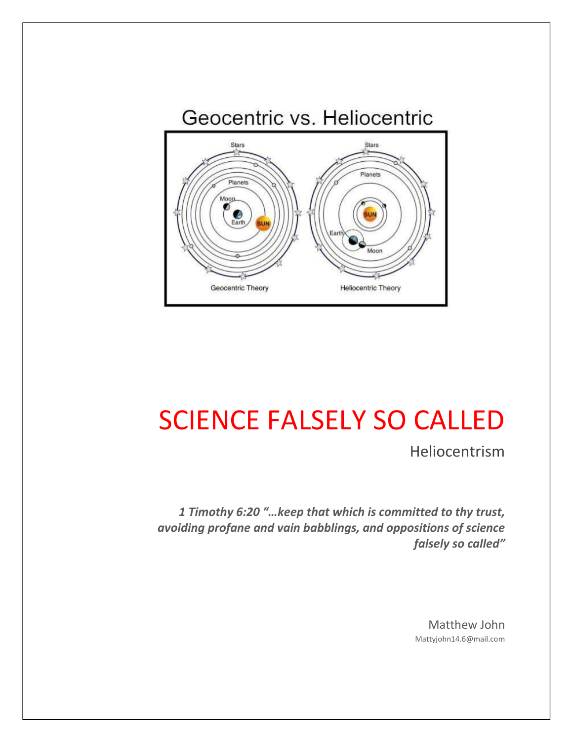Geocentric vs. Heliocentric

Stars

Planets

Moon

Earth

SUN

Geocentric Theory

Stars

Planets

SUN

Earth

Moon

Heliocentric Theory

# SCIENCE FALSELY SO CALLED

## Heliocentrism

***1 Timothy 6:20 "…keep that which is committed to thy trust, avoiding profane and vain babblings, and oppositions of science falsely so called"***

Matthew John

Mattyjohn14.6@mail.com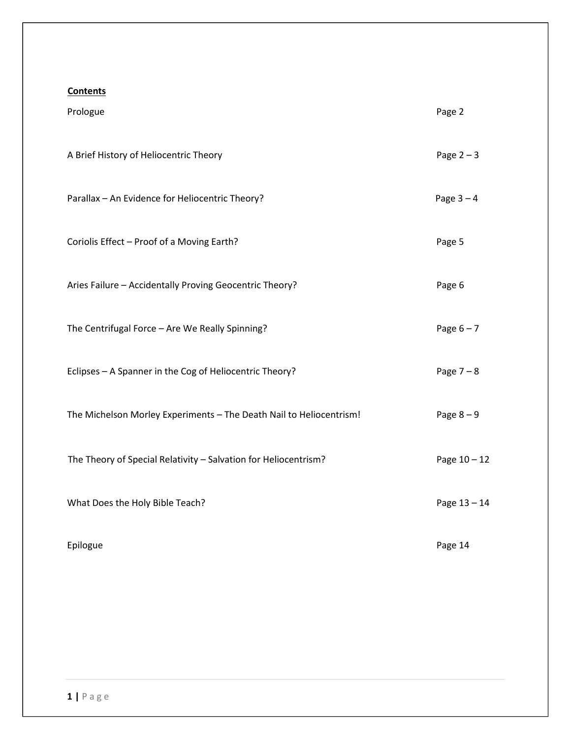**Contents**

| | |
|---|---|
| Prologue | Page 2 |
| A Brief History of Heliocentric Theory | Page 2 – 3 |
| Parallax – An Evidence for Heliocentric Theory? | Page 3 – 4 |
| Coriolis Effect – Proof of a Moving Earth? | Page 5 |
| Aries Failure – Accidentally Proving Geocentric Theory? | Page 6 |
| The Centrifugal Force – Are We Really Spinning? | Page 6 – 7 |
| Eclipses – A Spanner in the Cog of Heliocentric Theory? | Page 7 – 8 |
| The Michelson Morley Experiments – The Death Nail to Heliocentrism! | Page 8 – 9 |
| The Theory of Special Relativity – Salvation for Heliocentrism? | Page 10 – 12 |
| What Does the Holy Bible Teach? | Page 13 – 14 |
| Epilogue | Page 14 |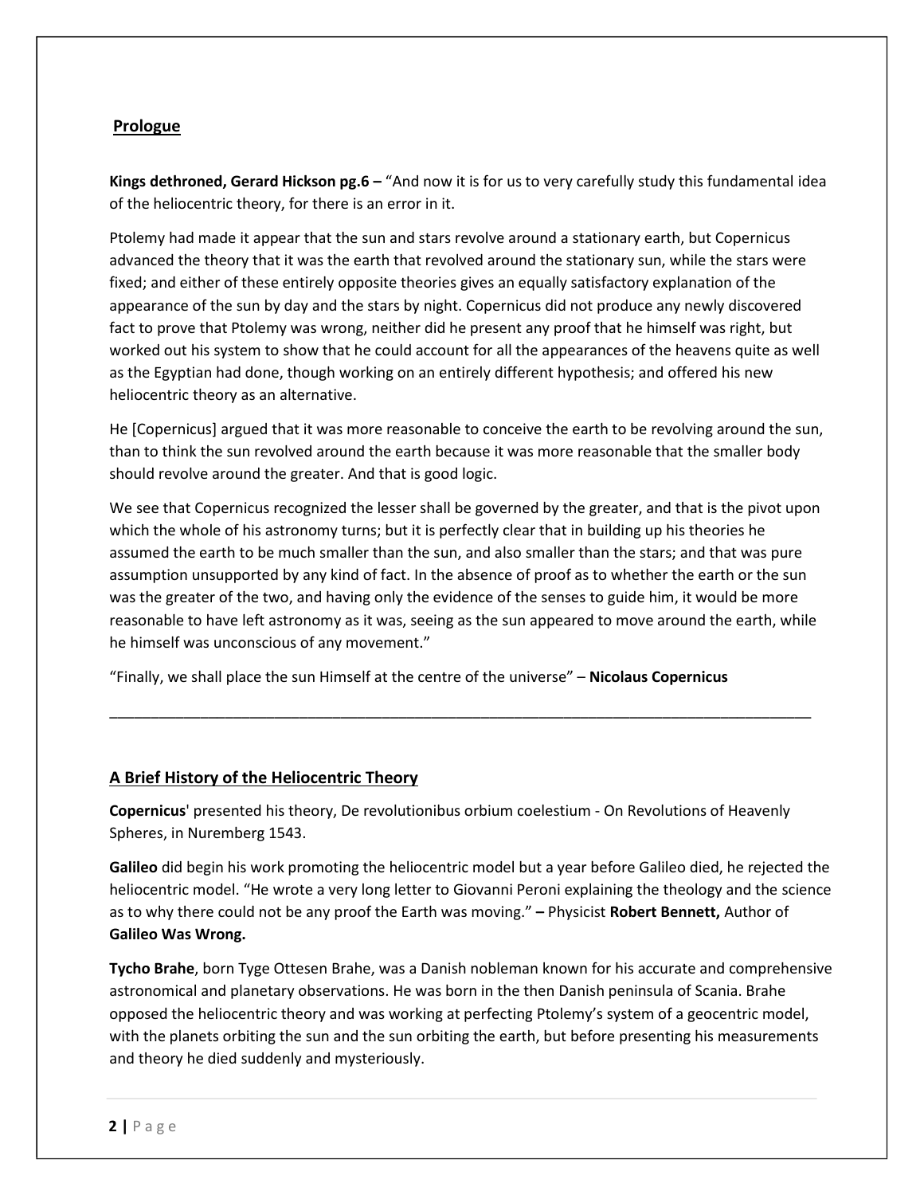## Prologue

**Kings dethroned, Gerard Hickson pg.6 –** "And now it is for us to very carefully study this fundamental idea of the heliocentric theory, for there is an error in it.

Ptolemy had made it appear that the sun and stars revolve around a stationary earth, but Copernicus advanced the theory that it was the earth that revolved around the stationary sun, while the stars were fixed; and either of these entirely opposite theories gives an equally satisfactory explanation of the appearance of the sun by day and the stars by night. Copernicus did not produce any newly discovered fact to prove that Ptolemy was wrong, neither did he present any proof that he himself was right, but worked out his system to show that he could account for all the appearances of the heavens quite as well as the Egyptian had done, though working on an entirely different hypothesis; and offered his new heliocentric theory as an alternative.

He [Copernicus] argued that it was more reasonable to conceive the earth to be revolving around the sun, than to think the sun revolved around the earth because it was more reasonable that the smaller body should revolve around the greater. And that is good logic.

We see that Copernicus recognized the lesser shall be governed by the greater, and that is the pivot upon which the whole of his astronomy turns; but it is perfectly clear that in building up his theories he assumed the earth to be much smaller than the sun, and also smaller than the stars; and that was pure assumption unsupported by any kind of fact. In the absence of proof as to whether the earth or the sun was the greater of the two, and having only the evidence of the senses to guide him, it would be more reasonable to have left astronomy as it was, seeing as the sun appeared to move around the earth, while he himself was unconscious of any movement."

"Finally, we shall place the sun Himself at the centre of the universe" – **Nicolaus Copernicus**

---

## A Brief History of the Heliocentric Theory

**Copernicus**' presented his theory, De revolutionibus orbium coelestium - On Revolutions of Heavenly Spheres, in Nuremberg 1543.

**Galileo** did begin his work promoting the heliocentric model but a year before Galileo died, he rejected the heliocentric model. "He wrote a very long letter to Giovanni Peroni explaining the theology and the science as to why there could not be any proof the Earth was moving." **–** Physicist **Robert Bennett,** Author of **Galileo Was Wrong.**

**Tycho Brahe**, born Tyge Ottesen Brahe, was a Danish nobleman known for his accurate and comprehensive astronomical and planetary observations. He was born in the then Danish peninsula of Scania. Brahe opposed the heliocentric theory and was working at perfecting Ptolemy's system of a geocentric model, with the planets orbiting the sun and the sun orbiting the earth, but before presenting his measurements and theory he died suddenly and mysteriously.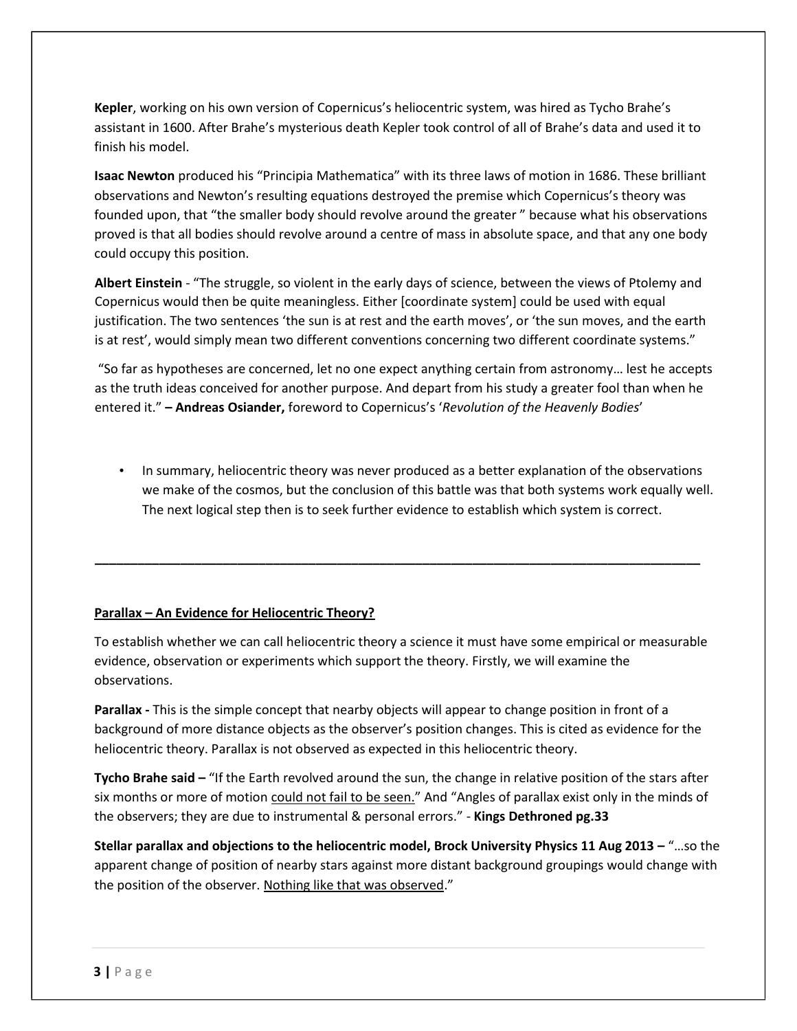**Kepler**, working on his own version of Copernicus's heliocentric system, was hired as Tycho Brahe's assistant in 1600. After Brahe's mysterious death Kepler took control of all of Brahe's data and used it to finish his model.

**Isaac Newton** produced his "Principia Mathematica" with its three laws of motion in 1686. These brilliant observations and Newton's resulting equations destroyed the premise which Copernicus's theory was founded upon, that "the smaller body should revolve around the greater " because what his observations proved is that all bodies should revolve around a centre of mass in absolute space, and that any one body could occupy this position.

**Albert Einstein** - "The struggle, so violent in the early days of science, between the views of Ptolemy and Copernicus would then be quite meaningless. Either [coordinate system] could be used with equal justification. The two sentences 'the sun is at rest and the earth moves', or 'the sun moves, and the earth is at rest', would simply mean two different conventions concerning two different coordinate systems."

"So far as hypotheses are concerned, let no one expect anything certain from astronomy… lest he accepts as the truth ideas conceived for another purpose. And depart from his study a greater fool than when he entered it." **– Andreas Osiander,** foreword to Copernicus's '*Revolution of the Heavenly Bodies*'

- In summary, heliocentric theory was never produced as a better explanation of the observations we make of the cosmos, but the conclusion of this battle was that both systems work equally well. The next logical step then is to seek further evidence to establish which system is correct.

---

## Parallax – An Evidence for Heliocentric Theory?

To establish whether we can call heliocentric theory a science it must have some empirical or measurable evidence, observation or experiments which support the theory. Firstly, we will examine the observations.

**Parallax -** This is the simple concept that nearby objects will appear to change position in front of a background of more distance objects as the observer's position changes. This is cited as evidence for the heliocentric theory. Parallax is not observed as expected in this heliocentric theory.

**Tycho Brahe said –** "If the Earth revolved around the sun, the change in relative position of the stars after six months or more of motion could not fail to be seen." And "Angles of parallax exist only in the minds of the observers; they are due to instrumental & personal errors." - **Kings Dethroned pg.33**

**Stellar parallax and objections to the heliocentric model, Brock University Physics 11 Aug 2013 –** "…so the apparent change of position of nearby stars against more distant background groupings would change with the position of the observer. Nothing like that was observed."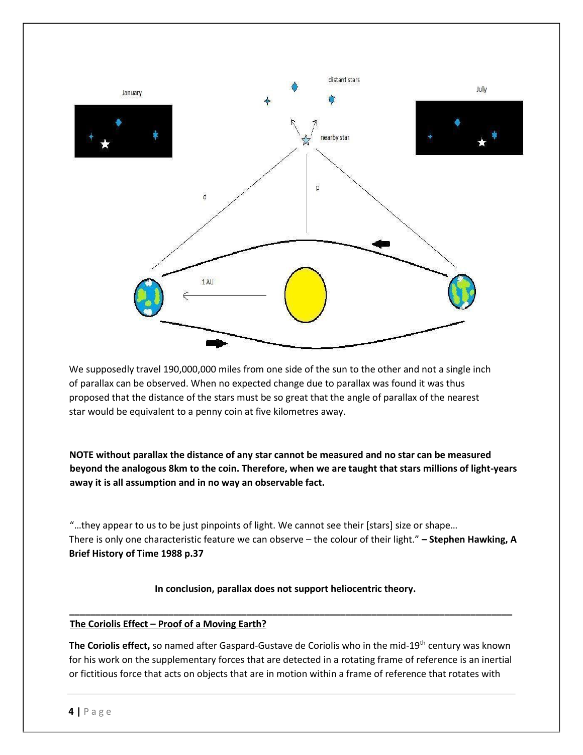We supposedly travel 190,000,000 miles from one side of the sun to the other and not a single inch of parallax can be observed. When no expected change due to parallax was found it was thus proposed that the distance of the stars must be so great that the angle of parallax of the nearest star would be equivalent to a penny coin at five kilometres away.

**NOTE without parallax the distance of any star cannot be measured and no star can be measured beyond the analogous 8km to the coin. Therefore, when we are taught that stars millions of light-years away it is all assumption and in no way an observable fact.**

"…they appear to us to be just pinpoints of light. We cannot see their [stars] size or shape… There is only one characteristic feature we can observe – the colour of their light." **– Stephen Hawking, A Brief History of Time 1988 p.37**

**In conclusion, parallax does not support heliocentric theory.**

---

## The Coriolis Effect – Proof of a Moving Earth?

**The Coriolis effect,** so named after Gaspard-Gustave de Coriolis who in the mid-19th century was known for his work on the supplementary forces that are detected in a rotating frame of reference is an inertial or fictitious force that acts on objects that are in motion within a frame of reference that rotates with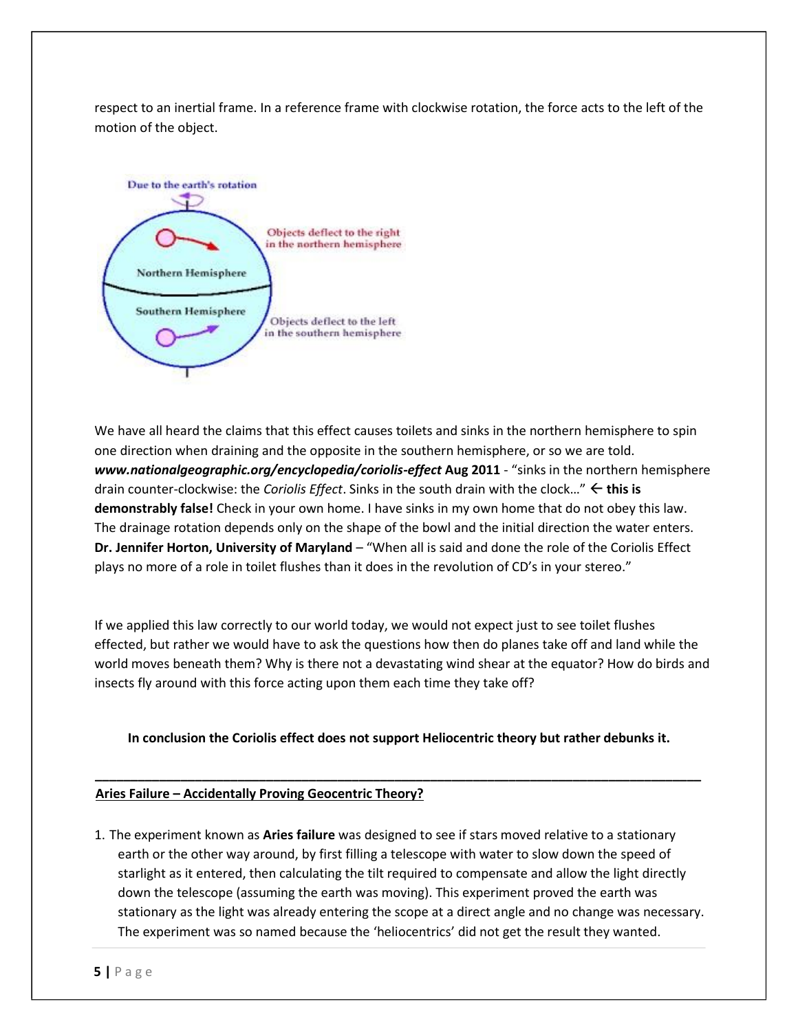respect to an inertial frame. In a reference frame with clockwise rotation, the force acts to the left of the motion of the object.

We have all heard the claims that this effect causes toilets and sinks in the northern hemisphere to spin one direction when draining and the opposite in the southern hemisphere, or so we are told. ***www.nationalgeographic.org/encyclopedia/coriolis-effect* Aug 2011** - "sinks in the northern hemisphere drain counter-clockwise: the *Coriolis Effect*. Sinks in the south drain with the clock…" ← **this is demonstrably false!** Check in your own home. I have sinks in my own home that do not obey this law. The drainage rotation depends only on the shape of the bowl and the initial direction the water enters. **Dr. Jennifer Horton, University of Maryland** – "When all is said and done the role of the Coriolis Effect plays no more of a role in toilet flushes than it does in the revolution of CD's in your stereo."

If we applied this law correctly to our world today, we would not expect just to see toilet flushes effected, but rather we would have to ask the questions how then do planes take off and land while the world moves beneath them? Why is there not a devastating wind shear at the equator? How do birds and insects fly around with this force acting upon them each time they take off?

**In conclusion the Coriolis effect does not support Heliocentric theory but rather debunks it.**

---

## Aries Failure – Accidentally Proving Geocentric Theory?

1. The experiment known as **Aries failure** was designed to see if stars moved relative to a stationary earth or the other way around, by first filling a telescope with water to slow down the speed of starlight as it entered, then calculating the tilt required to compensate and allow the light directly down the telescope (assuming the earth was moving). This experiment proved the earth was stationary as the light was already entering the scope at a direct angle and no change was necessary. The experiment was so named because the 'heliocentrics' did not get the result they wanted.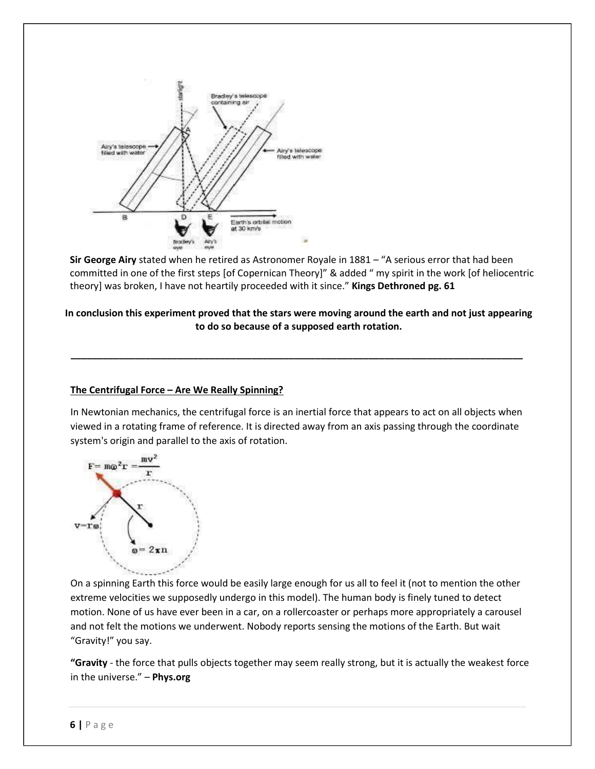**Sir George Airy** stated when he retired as Astronomer Royale in 1881 – "A serious error that had been committed in one of the first steps [of Copernican Theory]" & added " my spirit in the work [of heliocentric theory] was broken, I have not heartily proceeded with it since." **Kings Dethroned pg. 61**

**In conclusion this experiment proved that the stars were moving around the earth and not just appearing to do so because of a supposed earth rotation.**

---

## The Centrifugal Force – Are We Really Spinning?

In Newtonian mechanics, the centrifugal force is an inertial force that appears to act on all objects when viewed in a rotating frame of reference. It is directed away from an axis passing through the coordinate system's origin and parallel to the axis of rotation.

$$F = m\omega^2 r = \frac{mv^2}{r}$$

$$v = r\omega \qquad \omega = 2\pi n$$

On a spinning Earth this force would be easily large enough for us all to feel it (not to mention the other extreme velocities we supposedly undergo in this model). The human body is finely tuned to detect motion. None of us have ever been in a car, on a rollercoaster or perhaps more appropriately a carousel and not felt the motions we underwent. Nobody reports sensing the motions of the Earth. But wait "Gravity!" you say.

**"Gravity** - the force that pulls objects together may seem really strong, but it is actually the weakest force in the universe." – **Phys.org**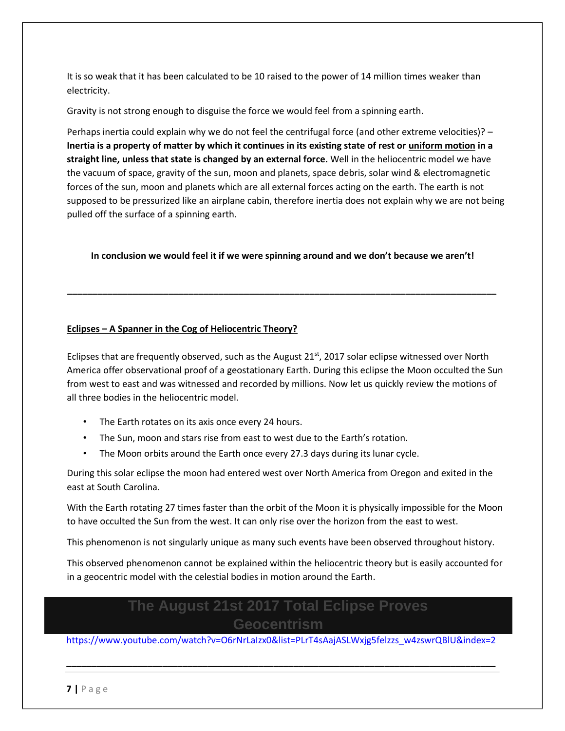It is so weak that it has been calculated to be 10 raised to the power of 14 million times weaker than electricity.

Gravity is not strong enough to disguise the force we would feel from a spinning earth.

Perhaps inertia could explain why we do not feel the centrifugal force (and other extreme velocities)? – **Inertia is a property of matter by which it continues in its existing state of rest or uniform motion in a straight line, unless that state is changed by an external force.** Well in the heliocentric model we have the vacuum of space, gravity of the sun, moon and planets, space debris, solar wind & electromagnetic forces of the sun, moon and planets which are all external forces acting on the earth. The earth is not supposed to be pressurized like an airplane cabin, therefore inertia does not explain why we are not being pulled off the surface of a spinning earth.

**In conclusion we would feel it if we were spinning around and we don't because we aren't!**

---

## Eclipses – A Spanner in the Cog of Heliocentric Theory?

Eclipses that are frequently observed, such as the August 21st, 2017 solar eclipse witnessed over North America offer observational proof of a geostationary Earth. During this eclipse the Moon occulted the Sun from west to east and was witnessed and recorded by millions. Now let us quickly review the motions of all three bodies in the heliocentric model.

- The Earth rotates on its axis once every 24 hours.
- The Sun, moon and stars rise from east to west due to the Earth's rotation.
- The Moon orbits around the Earth once every 27.3 days during its lunar cycle.

During this solar eclipse the moon had entered west over North America from Oregon and exited in the east at South Carolina.

With the Earth rotating 27 times faster than the orbit of the Moon it is physically impossible for the Moon to have occulted the Sun from the west. It can only rise over the horizon from the east to west.

This phenomenon is not singularly unique as many such events have been observed throughout history.

This observed phenomenon cannot be explained within the heliocentric theory but is easily accounted for in a geocentric model with the celestial bodies in motion around the Earth.

**The August 21st 2017 Total Eclipse Proves Geocentrism**

https://www.youtube.com/watch?v=O6rNrLaIzx0&list=PLrT4sAajASLWxjg5felzzs_w4zswrQBlU&index=2

---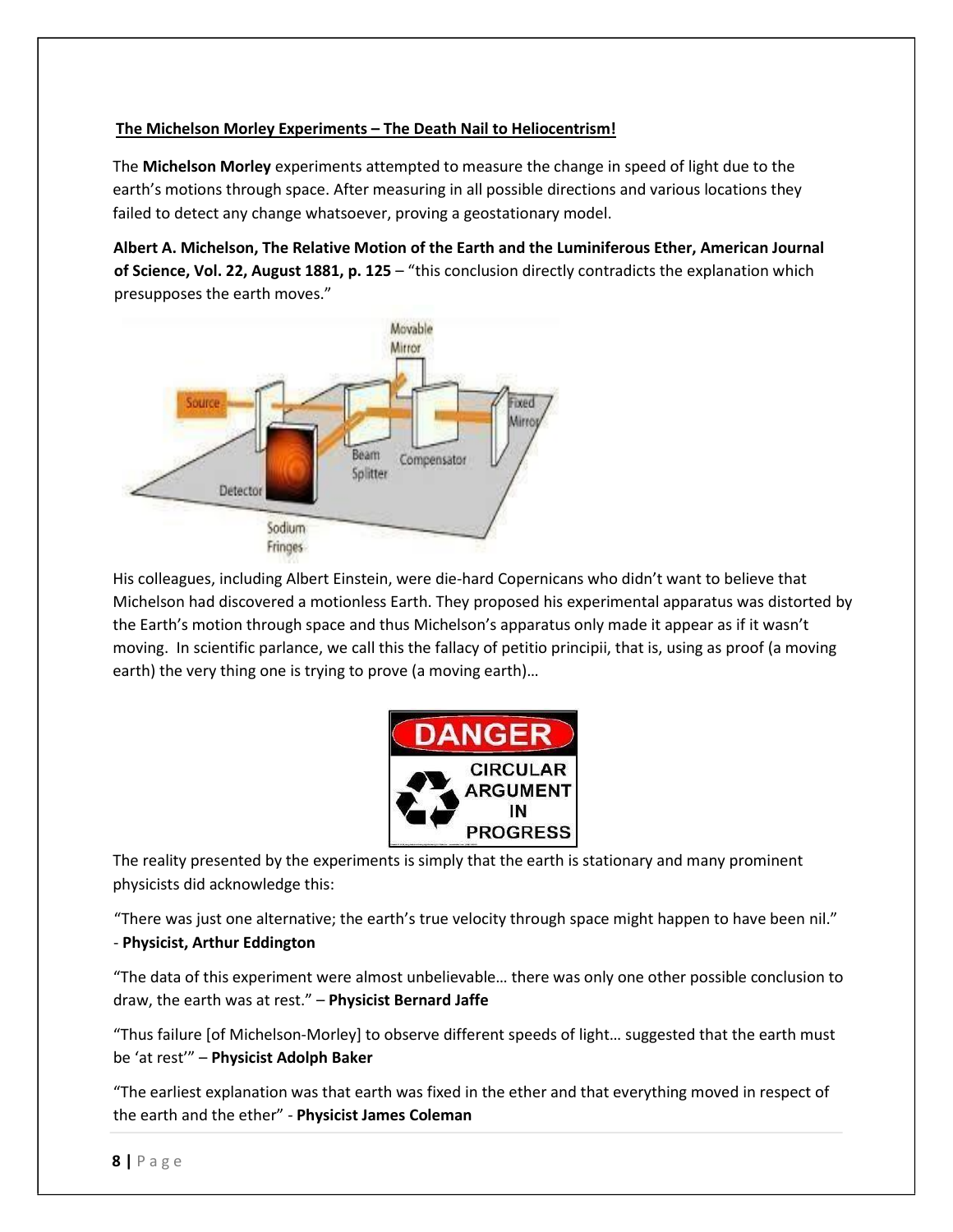**The Michelson Morley Experiments – The Death Nail to Heliocentrism!**

The **Michelson Morley** experiments attempted to measure the change in speed of light due to the earth's motions through space. After measuring in all possible directions and various locations they failed to detect any change whatsoever, proving a geostationary model.

**Albert A. Michelson, The Relative Motion of the Earth and the Luminiferous Ether, American Journal of Science, Vol. 22, August 1881, p. 125** – "this conclusion directly contradicts the explanation which presupposes the earth moves."

His colleagues, including Albert Einstein, were die-hard Copernicans who didn't want to believe that Michelson had discovered a motionless Earth. They proposed his experimental apparatus was distorted by the Earth's motion through space and thus Michelson's apparatus only made it appear as if it wasn't moving. In scientific parlance, we call this the fallacy of petitio principii, that is, using as proof (a moving earth) the very thing one is trying to prove (a moving earth)…

The reality presented by the experiments is simply that the earth is stationary and many prominent physicists did acknowledge this:

"There was just one alternative; the earth's true velocity through space might happen to have been nil." - **Physicist, Arthur Eddington**

"The data of this experiment were almost unbelievable… there was only one other possible conclusion to draw, the earth was at rest." – **Physicist Bernard Jaffe**

"Thus failure [of Michelson-Morley] to observe different speeds of light… suggested that the earth must be 'at rest'" – **Physicist Adolph Baker**

"The earliest explanation was that earth was fixed in the ether and that everything moved in respect of the earth and the ether" - **Physicist James Coleman**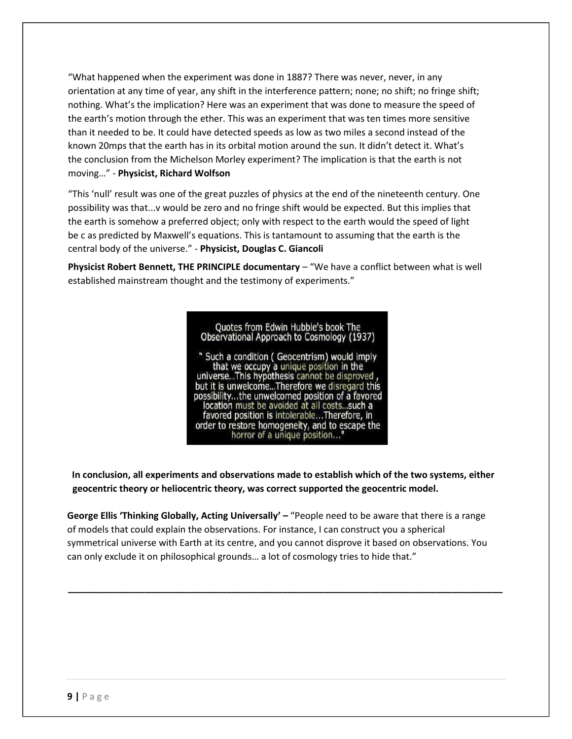"What happened when the experiment was done in 1887? There was never, never, in any orientation at any time of year, any shift in the interference pattern; none; no shift; no fringe shift; nothing. What's the implication? Here was an experiment that was done to measure the speed of the earth's motion through the ether. This was an experiment that was ten times more sensitive than it needed to be. It could have detected speeds as low as two miles a second instead of the known 20mps that the earth has in its orbital motion around the sun. It didn't detect it. What's the conclusion from the Michelson Morley experiment? The implication is that the earth is not moving…" - **Physicist, Richard Wolfson**

"This 'null' result was one of the great puzzles of physics at the end of the nineteenth century. One possibility was that...$v$ would be zero and no fringe shift would be expected. But this implies that the earth is somehow a preferred object; only with respect to the earth would the speed of light be $c$ as predicted by Maxwell's equations. This is tantamount to assuming that the earth is the central body of the universe." - **Physicist, Douglas C. Giancoli**

**Physicist Robert Bennett, THE PRINCIPLE documentary** – "We have a conflict between what is well established mainstream thought and the testimony of experiments."

Quotes from Edwin Hubble's book The Observational Approach to Cosmology (1937)

" Such a condition ( Geocentrism) would imply that we occupy a unique position in the universe...This hypothesis cannot be disproved , but it is unwelcome...Therefore we disregard this possibility...the unwelcomed position of a favored location must be avoided at all costs...such a favored position is intolerable...Therefore, in order to restore homogeneity, and to escape the horror of a unique position..."

**In conclusion, all experiments and observations made to establish which of the two systems, either geocentric theory or heliocentric theory, was correct supported the geocentric model.**

**George Ellis 'Thinking Globally, Acting Universally' –** "People need to be aware that there is a range of models that could explain the observations. For instance, I can construct you a spherical symmetrical universe with Earth at its centre, and you cannot disprove it based on observations. You can only exclude it on philosophical grounds… a lot of cosmology tries to hide that."

---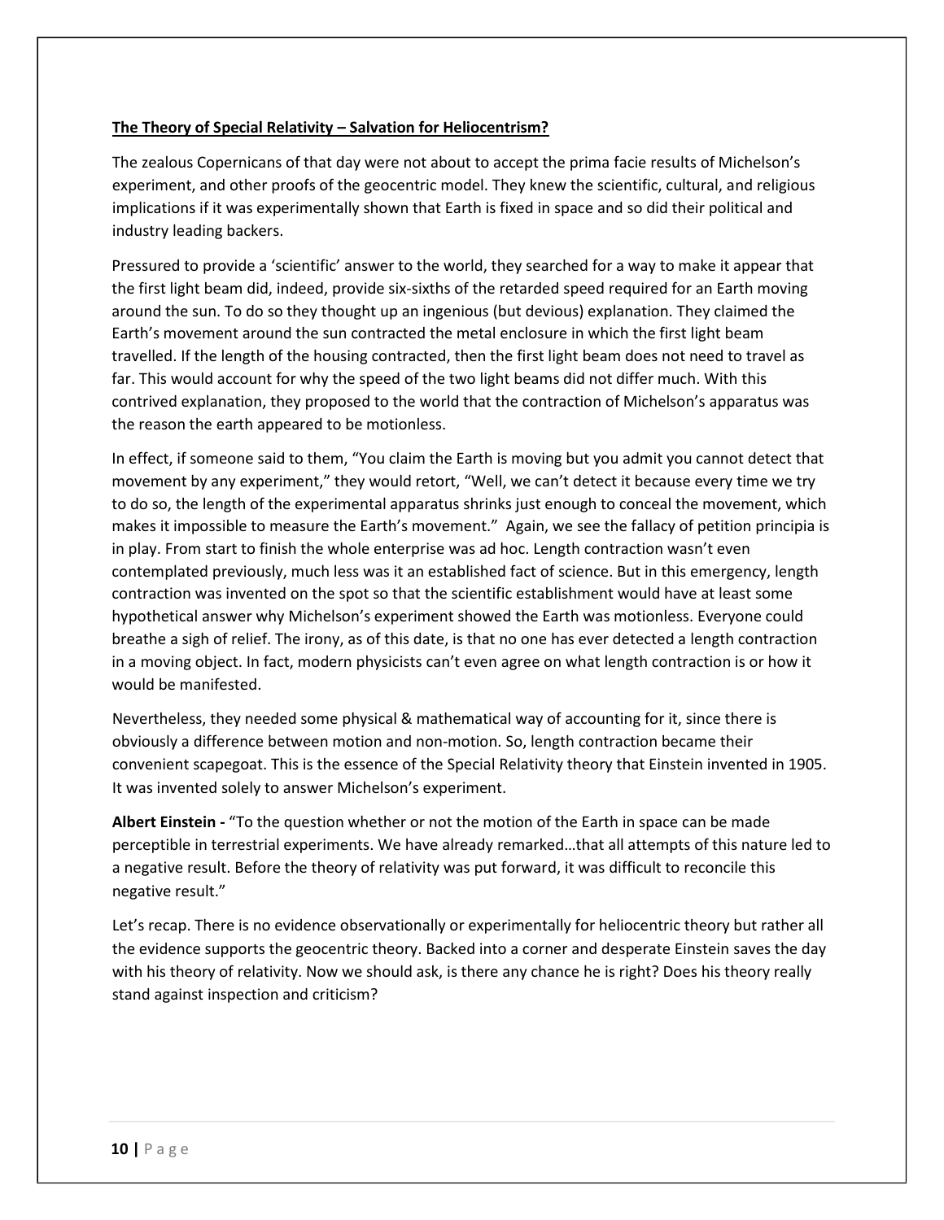**<u>The Theory of Special Relativity – Salvation for Heliocentrism?</u>**

The zealous Copernicans of that day were not about to accept the prima facie results of Michelson's experiment, and other proofs of the geocentric model. They knew the scientific, cultural, and religious implications if it was experimentally shown that Earth is fixed in space and so did their political and industry leading backers.

Pressured to provide a 'scientific' answer to the world, they searched for a way to make it appear that the first light beam did, indeed, provide six-sixths of the retarded speed required for an Earth moving around the sun. To do so they thought up an ingenious (but devious) explanation. They claimed the Earth's movement around the sun contracted the metal enclosure in which the first light beam travelled. If the length of the housing contracted, then the first light beam does not need to travel as far. This would account for why the speed of the two light beams did not differ much. With this contrived explanation, they proposed to the world that the contraction of Michelson's apparatus was the reason the earth appeared to be motionless.

In effect, if someone said to them, "You claim the Earth is moving but you admit you cannot detect that movement by any experiment," they would retort, "Well, we can't detect it because every time we try to do so, the length of the experimental apparatus shrinks just enough to conceal the movement, which makes it impossible to measure the Earth's movement." Again, we see the fallacy of petition principia is in play. From start to finish the whole enterprise was ad hoc. Length contraction wasn't even contemplated previously, much less was it an established fact of science. But in this emergency, length contraction was invented on the spot so that the scientific establishment would have at least some hypothetical answer why Michelson's experiment showed the Earth was motionless. Everyone could breathe a sigh of relief. The irony, as of this date, is that no one has ever detected a length contraction in a moving object. In fact, modern physicists can't even agree on what length contraction is or how it would be manifested.

Nevertheless, they needed some physical & mathematical way of accounting for it, since there is obviously a difference between motion and non-motion. So, length contraction became their convenient scapegoat. This is the essence of the Special Relativity theory that Einstein invented in 1905. It was invented solely to answer Michelson's experiment.

**Albert Einstein -** "To the question whether or not the motion of the Earth in space can be made perceptible in terrestrial experiments. We have already remarked…that all attempts of this nature led to a negative result. Before the theory of relativity was put forward, it was difficult to reconcile this negative result."

Let's recap. There is no evidence observationally or experimentally for heliocentric theory but rather all the evidence supports the geocentric theory. Backed into a corner and desperate Einstein saves the day with his theory of relativity. Now we should ask, is there any chance he is right? Does his theory really stand against inspection and criticism?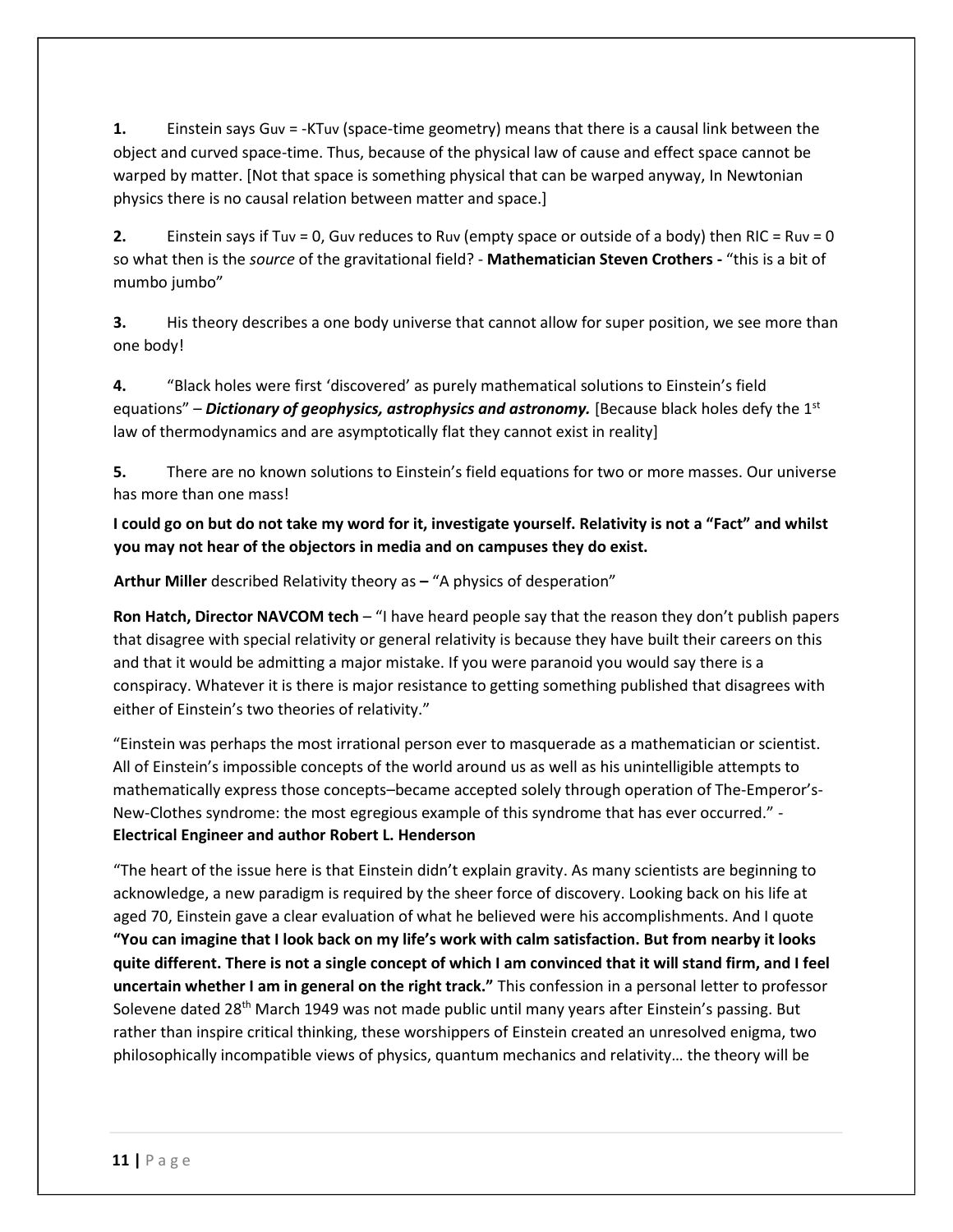**1.** Einstein says $G_{uv} = -KT_{uv}$ (space-time geometry) means that there is a causal link between the object and curved space-time. Thus, because of the physical law of cause and effect space cannot be warped by matter. [Not that space is something physical that can be warped anyway, In Newtonian physics there is no causal relation between matter and space.]

**2.** Einstein says if $T_{uv} = 0$, $G_{uv}$ reduces to $R_{uv}$ (empty space or outside of a body) then RIC = $R_{uv} = 0$ so what then is the *source* of the gravitational field? - **Mathematician Steven Crothers -** "this is a bit of mumbo jumbo"

**3.** His theory describes a one body universe that cannot allow for super position, we see more than one body!

**4.** "Black holes were first 'discovered' as purely mathematical solutions to Einstein's field equations" – ***Dictionary of geophysics, astrophysics and astronomy.*** [Because black holes defy the 1st law of thermodynamics and are asymptotically flat they cannot exist in reality]

**5.** There are no known solutions to Einstein's field equations for two or more masses. Our universe has more than one mass!

**I could go on but do not take my word for it, investigate yourself. Relativity is not a "Fact" and whilst you may not hear of the objectors in media and on campuses they do exist.**

**Arthur Miller** described Relativity theory as **–** "A physics of desperation"

**Ron Hatch, Director NAVCOM tech** – "I have heard people say that the reason they don't publish papers that disagree with special relativity or general relativity is because they have built their careers on this and that it would be admitting a major mistake. If you were paranoid you would say there is a conspiracy. Whatever it is there is major resistance to getting something published that disagrees with either of Einstein's two theories of relativity."

"Einstein was perhaps the most irrational person ever to masquerade as a mathematician or scientist. All of Einstein's impossible concepts of the world around us as well as his unintelligible attempts to mathematically express those concepts–became accepted solely through operation of The-Emperor's-New-Clothes syndrome: the most egregious example of this syndrome that has ever occurred." - **Electrical Engineer and author Robert L. Henderson**

"The heart of the issue here is that Einstein didn't explain gravity. As many scientists are beginning to acknowledge, a new paradigm is required by the sheer force of discovery. Looking back on his life at aged 70, Einstein gave a clear evaluation of what he believed were his accomplishments. And I quote **"You can imagine that I look back on my life's work with calm satisfaction. But from nearby it looks quite different. There is not a single concept of which I am convinced that it will stand firm, and I feel uncertain whether I am in general on the right track."** This confession in a personal letter to professor Solevene dated 28th March 1949 was not made public until many years after Einstein's passing. But rather than inspire critical thinking, these worshippers of Einstein created an unresolved enigma, two philosophically incompatible views of physics, quantum mechanics and relativity… the theory will be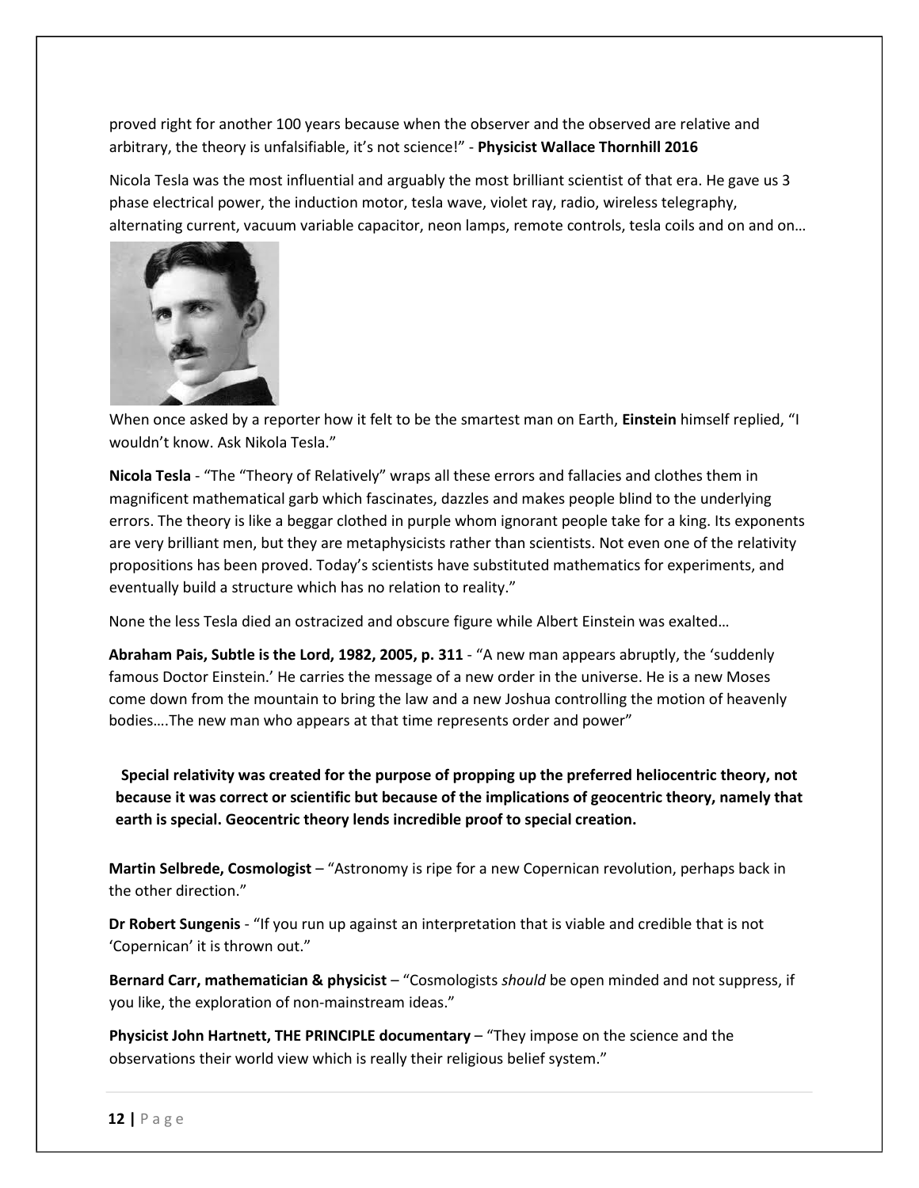proved right for another 100 years because when the observer and the observed are relative and arbitrary, the theory is unfalsifiable, it's not science!" - **Physicist Wallace Thornhill 2016**

Nicola Tesla was the most influential and arguably the most brilliant scientist of that era. He gave us 3 phase electrical power, the induction motor, tesla wave, violet ray, radio, wireless telegraphy, alternating current, vacuum variable capacitor, neon lamps, remote controls, tesla coils and on and on…

When once asked by a reporter how it felt to be the smartest man on Earth, **Einstein** himself replied, "I wouldn't know. Ask Nikola Tesla."

**Nicola Tesla** - "The "Theory of Relatively" wraps all these errors and fallacies and clothes them in magnificent mathematical garb which fascinates, dazzles and makes people blind to the underlying errors. The theory is like a beggar clothed in purple whom ignorant people take for a king. Its exponents are very brilliant men, but they are metaphysicists rather than scientists. Not even one of the relativity propositions has been proved. Today's scientists have substituted mathematics for experiments, and eventually build a structure which has no relation to reality."

None the less Tesla died an ostracized and obscure figure while Albert Einstein was exalted…

**Abraham Pais, Subtle is the Lord, 1982, 2005, p. 311** - "A new man appears abruptly, the 'suddenly famous Doctor Einstein.' He carries the message of a new order in the universe. He is a new Moses come down from the mountain to bring the law and a new Joshua controlling the motion of heavenly bodies….The new man who appears at that time represents order and power"

**Special relativity was created for the purpose of propping up the preferred heliocentric theory, not because it was correct or scientific but because of the implications of geocentric theory, namely that earth is special. Geocentric theory lends incredible proof to special creation.**

**Martin Selbrede, Cosmologist** – "Astronomy is ripe for a new Copernican revolution, perhaps back in the other direction."

**Dr Robert Sungenis** - "If you run up against an interpretation that is viable and credible that is not 'Copernican' it is thrown out."

**Bernard Carr, mathematician & physicist** – "Cosmologists *should* be open minded and not suppress, if you like, the exploration of non-mainstream ideas."

**Physicist John Hartnett, THE PRINCIPLE documentary** – "They impose on the science and the observations their world view which is really their religious belief system."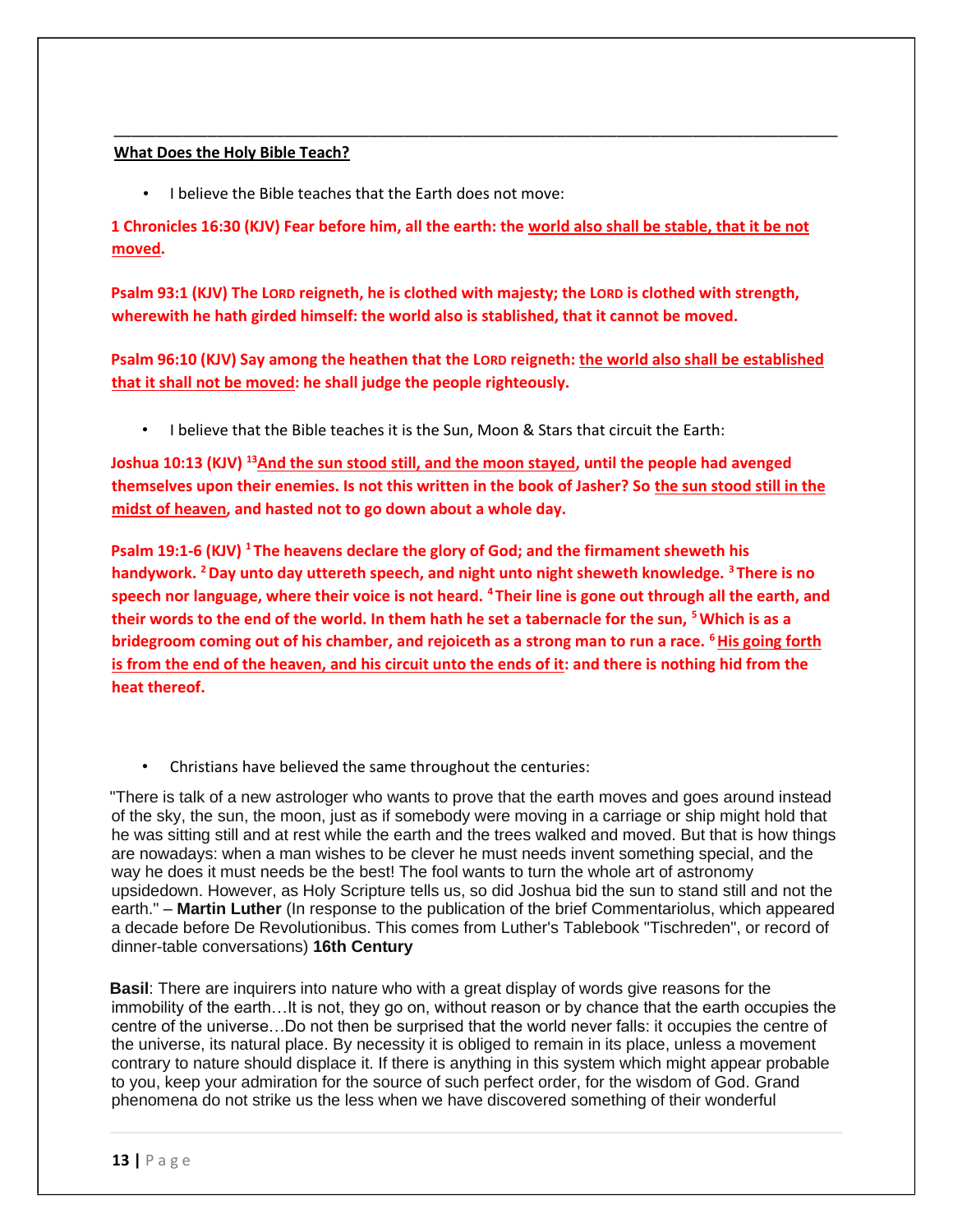---

**What Does the Holy Bible Teach?**

- I believe the Bible teaches that the Earth does not move:

**1 Chronicles 16:30 (KJV) Fear before him, all the earth: the world also shall be stable, that it be not moved.**

**Psalm 93:1 (KJV) The LORD reigneth, he is clothed with majesty; the LORD is clothed with strength, wherewith he hath girded himself: the world also is stablished, that it cannot be moved.**

**Psalm 96:10 (KJV) Say among the heathen that the LORD reigneth: the world also shall be established that it shall not be moved: he shall judge the people righteously.**

- I believe that the Bible teaches it is the Sun, Moon & Stars that circuit the Earth:

**Joshua 10:13 (KJV) [13]And the sun stood still, and the moon stayed, until the people had avenged themselves upon their enemies. Is not this written in the book of Jasher? So the sun stood still in the midst of heaven, and hasted not to go down about a whole day.**

**Psalm 19:1-6 (KJV) [1] The heavens declare the glory of God; and the firmament sheweth his handywork. [2] Day unto day uttereth speech, and night unto night sheweth knowledge. [3] There is no speech nor language, where their voice is not heard. [4] Their line is gone out through all the earth, and their words to the end of the world. In them hath he set a tabernacle for the sun, [5] Which is as a bridegroom coming out of his chamber, and rejoiceth as a strong man to run a race. [6] His going forth is from the end of the heaven, and his circuit unto the ends of it: and there is nothing hid from the heat thereof.**

- Christians have believed the same throughout the centuries:

"There is talk of a new astrologer who wants to prove that the earth moves and goes around instead of the sky, the sun, the moon, just as if somebody were moving in a carriage or ship might hold that he was sitting still and at rest while the earth and the trees walked and moved. But that is how things are nowadays: when a man wishes to be clever he must needs invent something special, and the way he does it must needs be the best! The fool wants to turn the whole art of astronomy upsidedown. However, as Holy Scripture tells us, so did Joshua bid the sun to stand still and not the earth." – **Martin Luther** (In response to the publication of the brief Commentariolus, which appeared a decade before De Revolutionibus. This comes from Luther's Tablebook "Tischreden", or record of dinner-table conversations) **16th Century**

**Basil**: There are inquirers into nature who with a great display of words give reasons for the immobility of the earth…It is not, they go on, without reason or by chance that the earth occupies the centre of the universe…Do not then be surprised that the world never falls: it occupies the centre of the universe, its natural place. By necessity it is obliged to remain in its place, unless a movement contrary to nature should displace it. If there is anything in this system which might appear probable to you, keep your admiration for the source of such perfect order, for the wisdom of God. Grand phenomena do not strike us the less when we have discovered something of their wonderful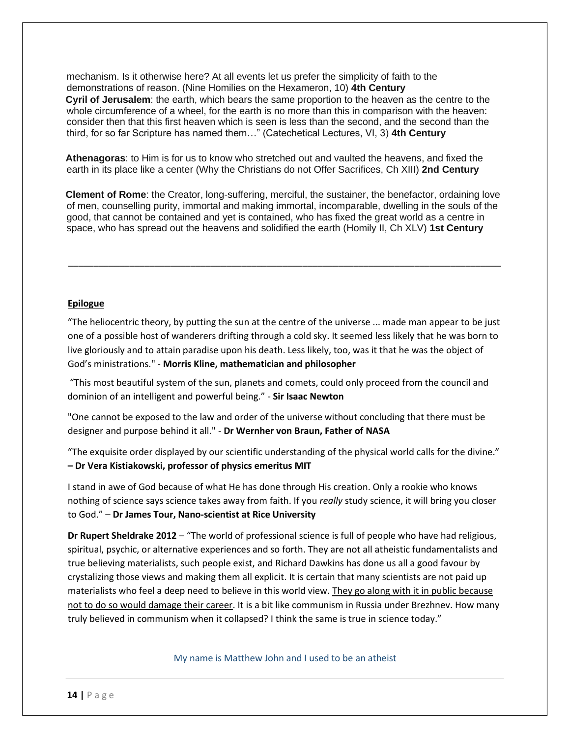mechanism. Is it otherwise here? At all events let us prefer the simplicity of faith to the demonstrations of reason. (Nine Homilies on the Hexameron, 10) **4th Century**

**Cyril of Jerusalem**: the earth, which bears the same proportion to the heaven as the centre to the whole circumference of a wheel, for the earth is no more than this in comparison with the heaven: consider then that this first heaven which is seen is less than the second, and the second than the third, for so far Scripture has named them…" (Catechetical Lectures, VI, 3) **4th Century**

**Athenagoras**: to Him is for us to know who stretched out and vaulted the heavens, and fixed the earth in its place like a center (Why the Christians do not Offer Sacrifices, Ch XIII) **2nd Century**

**Clement of Rome**: the Creator, long-suffering, merciful, the sustainer, the benefactor, ordaining love of men, counselling purity, immortal and making immortal, incomparable, dwelling in the souls of the good, that cannot be contained and yet is contained, who has fixed the great world as a centre in space, who has spread out the heavens and solidified the earth (Homily II, Ch XLV) **1st Century**

---

**Epilogue**

"The heliocentric theory, by putting the sun at the centre of the universe ... made man appear to be just one of a possible host of wanderers drifting through a cold sky. It seemed less likely that he was born to live gloriously and to attain paradise upon his death. Less likely, too, was it that he was the object of God's ministrations." - **Morris Kline, mathematician and philosopher**

"This most beautiful system of the sun, planets and comets, could only proceed from the council and dominion of an intelligent and powerful being." - **Sir Isaac Newton**

"One cannot be exposed to the law and order of the universe without concluding that there must be designer and purpose behind it all." - **Dr Wernher von Braun, Father of NASA**

"The exquisite order displayed by our scientific understanding of the physical world calls for the divine." **– Dr Vera Kistiakowski, professor of physics emeritus MIT**

I stand in awe of God because of what He has done through His creation. Only a rookie who knows nothing of science says science takes away from faith. If you *really* study science, it will bring you closer to God." – **Dr James Tour, Nano-scientist at Rice University**

**Dr Rupert Sheldrake 2012** – "The world of professional science is full of people who have had religious, spiritual, psychic, or alternative experiences and so forth. They are not all atheistic fundamentalists and true believing materialists, such people exist, and Richard Dawkins has done us all a good favour by crystalizing those views and making them all explicit. It is certain that many scientists are not paid up materialists who feel a deep need to believe in this world view. <u>They go along with it in public because not to do so would damage their career</u>. It is a bit like communism in Russia under Brezhnev. How many truly believed in communism when it collapsed? I think the same is true in science today."

My name is Matthew John and I used to be an atheist